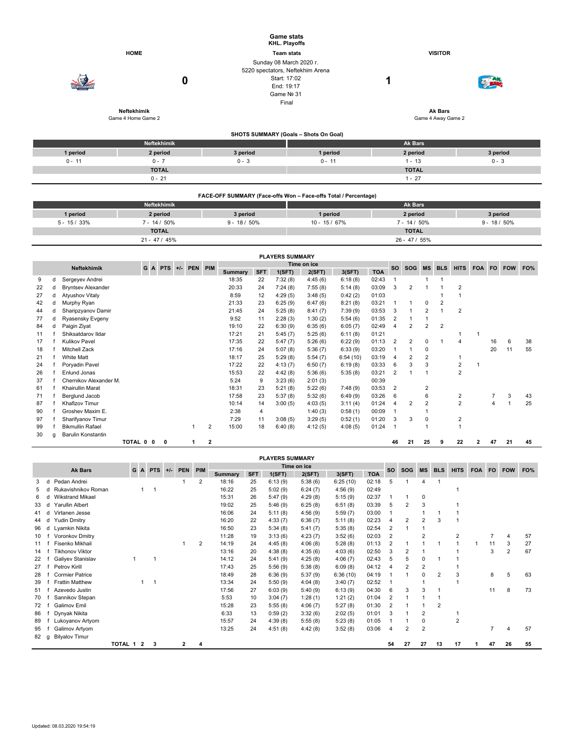# Game stats

**KHL. Playoffs**

**Team stats**

| HOME | | | VISITOR |
|---|---|---|---|
| **Neftekhimik** | **0** | Sunday 08 March 2020 г.<br>5220 spectators, Neftekhim Arena<br>Start: 17:02<br>End: 19:17<br>Game № 31<br>Final | **1** | 
| Game 4 Home Game 2 | | | **Ak Bars**<br>Game 4 Away Game 2 |

## SHOTS SUMMARY (Goals – Shots On Goal)

| Neftekhimik | | | Ak Bars | | |
|---|---|---|---|---|---|
| 1 period | 2 period | 3 period | 1 period | 2 period | 3 period |
| 0 - 11 | 0 - 7 | 0 - 3 | 0 - 11 | 1 - 13 | 0 - 3 |
| TOTAL | | | TOTAL | | |
| 0 - 21 | | | 1 - 27 | | |

## FACE-OFF SUMMARY (Face-offs Won – Face-offs Total / Percentage)

| Neftekhimik | | | Ak Bars | | |
|---|---|---|---|---|---|
| 1 period | 2 period | 3 period | 1 period | 2 period | 3 period |
| 5 - 15 / 33% | 7 - 14 / 50% | 9 - 18 / 50% | 10 - 15 / 67% | 7 - 14 / 50% | 9 - 18 / 50% |
| TOTAL | | | TOTAL | | |
| 21 - 47 / 45% | | | 26 - 47 / 55% | | |

## PLAYERS SUMMARY

| | | Neftekhimik | G | A | PTS | +/- | PEN | PIM | Time on ice | | | | | | SO | SOG | MS | BLS | HITS | FOA | FO | FOW | FO% |
|---|---|---|---|---|---|---|---|---|---|---|---|---|---|---|---|---|---|---|---|---|---|---|---|
| | | | | | | | | | Summary | SFT | 1(SFT) | 2(SFT) | 3(SFT) | TOA | | | | | | | | | |
| 9 | d | Sergeyev Andrei | | | | | | | 18:35 | 22 | 7:32 (8) | 4:45 (6) | 6:18 (8) | 02:43 | 1 | | 1 | 1 | | | | | |
| 22 | d | Bryntsev Alexander | | | | | | | 20:33 | 24 | 7:24 (8) | 7:55 (8) | 5:14 (8) | 03:09 | 3 | 2 | 1 | 1 | 2 | | | | |
| 27 | d | Atyushov Vitaly | | | | | | | 8:59 | 12 | 4:29 (5) | 3:48 (5) | 0:42 (2) | 01:03 | | | | 1 | 1 | | | | |
| 42 | d | Murphy Ryan | | | | | | | 21:33 | 23 | 6:25 (9) | 6:47 (6) | 8:21 (8) | 03:21 | 1 | 1 | 0 | 2 | | | | | |
| 44 | d | Sharipzyanov Damir | | | | | | | 21:45 | 24 | 5:25 (8) | 8:41 (7) | 7:39 (9) | 03:53 | 3 | 1 | 2 | 1 | 2 | | | | |
| 77 | d | Ryasensky Evgeny | | | | | | | 9:52 | 11 | 2:28 (3) | 1:30 (2) | 5:54 (6) | 01:35 | 2 | 1 | 1 | | | | | | |
| 84 | d | Paigin Ziyat | | | | | | | 19:10 | 22 | 6:30 (9) | 6:35 (6) | 6:05 (7) | 02:49 | 4 | 2 | 2 | 2 | | | | | |
| 11 | f | Shiksatdarov Ildar | | | | | | | 17:21 | 21 | 5:45 (7) | 5:25 (6) | 6:11 (8) | 01:21 | | | | | 1 | 1 | | | |
| 17 | f | Kulikov Pavel | | | | | | | 17:35 | 22 | 5:47 (7) | 5:26 (6) | 6:22 (9) | 01:13 | 2 | 2 | 0 | 1 | 4 | | 16 | 6 | 38 |
| 18 | f | Mitchell Zack | | | | | | | 17:16 | 24 | 5:07 (8) | 5:36 (7) | 6:33 (9) | 03:20 | 1 | 1 | 0 | | | | 20 | 11 | 55 |
| 21 | f | White Matt | | | | | | | 18:17 | 25 | 5:29 (8) | 5:54 (7) | 6:54 (10) | 03:19 | 4 | 2 | 2 | | 1 | | | | |
| 24 | f | Poryadin Pavel | | | | | | | 17:22 | 22 | 4:13 (7) | 6:50 (7) | 6:19 (8) | 03:33 | 6 | 3 | 3 | | 2 | 1 | | | |
| 26 | f | Enlund Jonas | | | | | | | 15:53 | 22 | 4:42 (8) | 5:36 (6) | 5:35 (8) | 03:21 | 2 | 1 | 1 | | 2 | | | | |
| 37 | f | Chernikov Alexander M. | | | | | | | 5:24 | 9 | 3:23 (6) | 2:01 (3) | | 00:39 | | | | | | | | | |
| 61 | f | Khairullin Marat | | | | | | | 18:31 | 23 | 5:21 (8) | 5:22 (6) | 7:48 (9) | 03:53 | 2 | | 2 | | | | | | |
| 71 | f | Berglund Jacob | | | | | | | 17:58 | 23 | 5:37 (8) | 5:32 (6) | 6:49 (9) | 03:26 | 6 | | 6 | | 2 | | 7 | 3 | 43 |
| 87 | f | Khafizov Timur | | | | | | | 10:14 | 14 | 3:00 (5) | 4:03 (5) | 3:11 (4) | 01:24 | 4 | 2 | 2 | | 2 | | 4 | 1 | 25 |
| 90 | f | Groshev Maxim E. | | | | | | | 2:38 | 4 | | 1:40 (3) | 0:58 (1) | 00:09 | 1 | | 1 | | | | | | |
| 97 | f | Sharifyanov Timur | | | | | | | 7:29 | 11 | 3:08 (5) | 3:29 (5) | 0:52 (1) | 01:20 | 3 | 3 | 0 | | 2 | | | | |
| 99 | f | Bikmullin Rafael | | | | | 1 | 2 | 15:00 | 18 | 6:40 (8) | 4:12 (5) | 4:08 (5) | 01:24 | 1 | | 1 | | 1 | | | | |
| 30 | g | Barulin Konstantin | | | | | | | | | | | | | | | | | | | | | |
| | | TOTAL | 0 | 0 | 0 | | 1 | 2 | | | | | | | 46 | 21 | 25 | 9 | 22 | 2 | 47 | 21 | 45 |

## PLAYERS SUMMARY

| | | Ak Bars | G | A | PTS | +/- | PEN | PIM | Time on ice | | | | | | SO | SOG | MS | BLS | HITS | FOA | FO | FOW | FO% |
|---|---|---|---|---|---|---|---|---|---|---|---|---|---|---|---|---|---|---|---|---|---|---|---|
| | | | | | | | | | Summary | SFT | 1(SFT) | 2(SFT) | 3(SFT) | TOA | | | | | | | | | |
| 3 | d | Pedan Andrei | | | | | 1 | 2 | 18:16 | 25 | 6:13 (9) | 5:38 (6) | 6:25 (10) | 02:18 | 5 | 1 | 4 | 1 | | | | | |
| 5 | d | Rukavishnikov Roman | | 1 | 1 | | | | 16:22 | 25 | 5:02 (9) | 6:24 (7) | 4:56 (9) | 02:49 | | | | | 1 | | | | |
| 6 | d | Wikstrand Mikael | | | | | | | 15:31 | 26 | 5:47 (9) | 4:29 (8) | 5:15 (9) | 02:37 | 1 | 1 | 0 | | | | | | |
| 33 | d | Yarullin Albert | | | | | | | 19:02 | 25 | 5:46 (9) | 6:25 (8) | 6:51 (8) | 03:39 | 5 | 2 | 3 | | 1 | | | | |
| 41 | d | Virtanen Jesse | | | | | | | 16:06 | 24 | 5:11 (8) | 4:56 (9) | 5:59 (7) | 03:00 | 1 | | 1 | 1 | 1 | | | | |
| 44 | d | Yudin Dmitry | | | | | | | 16:20 | 22 | 4:33 (7) | 6:36 (7) | 5:11 (8) | 02:23 | 4 | 2 | 2 | 3 | 1 | | | | |
| 96 | d | Lyamkin Nikita | | | | | | | 16:50 | 23 | 5:34 (8) | 5:41 (7) | 5:35 (8) | 02:54 | 2 | 1 | 1 | | | | | | |
| 10 | f | Voronkov Dmitry | | | | | | | 11:28 | 19 | 3:13 (6) | 4:23 (7) | 3:52 (6) | 02:03 | 2 | | 2 | | 2 | | 7 | 4 | 57 |
| 11 | f | Fisenko Mikhail | | | | | 1 | 2 | 14:19 | 24 | 4:45 (8) | 4:06 (8) | 5:28 (8) | 01:13 | 2 | 1 | 1 | 1 | 1 | 1 | 11 | 3 | 27 |
| 14 | f | Tikhonov Viktor | | | | | | | 13:16 | 20 | 4:38 (8) | 4:35 (6) | 4:03 (6) | 02:50 | 3 | 2 | 1 | | 1 | | 3 | 2 | 67 |
| 22 | f | Galiyev Stanislav | 1 | | 1 | | | | 14:12 | 24 | 5:41 (9) | 4:25 (8) | 4:06 (7) | 02:43 | 5 | 5 | 0 | 1 | 1 | | | | |
| 27 | f | Petrov Kirill | | | | | | | 17:43 | 25 | 5:56 (9) | 5:38 (8) | 6:09 (8) | 04:12 | 4 | 2 | 2 | | 1 | | | | |
| 28 | f | Cormier Patrice | | | | | | | 18:49 | 28 | 6:36 (9) | 5:37 (9) | 6:36 (10) | 04:19 | 1 | 1 | 0 | 2 | 3 | | 8 | 5 | 63 |
| 39 | f | Frattin Matthew | | 1 | 1 | | | | 13:34 | 24 | 5:50 (9) | 4:04 (8) | 3:40 (7) | 02:52 | 1 | | 1 | | 1 | | | | |
| 51 | f | Azevedo Justin | | | | | | | 17:56 | 27 | 6:03 (9) | 5:40 (9) | 6:13 (9) | 04:30 | 6 | 3 | 3 | 1 | | | 11 | 8 | 73 |
| 70 | f | Sannikov Stepan | | | | | | | 5:53 | 10 | 3:04 (7) | 1:28 (1) | 1:21 (2) | 01:04 | 2 | 1 | 1 | 1 | | | | | |
| 72 | f | Galimov Emil | | | | | | | 15:28 | 23 | 5:55 (8) | 4:06 (7) | 5:27 (8) | 01:30 | 2 | 1 | 1 | 2 | | | | | |
| 86 | f | Dynyak Nikita | | | | | | | 6:33 | 13 | 0:59 (2) | 3:32 (6) | 2:02 (5) | 01:01 | 3 | 1 | 2 | | 1 | | | | |
| 89 | f | Lukoyanov Artyom | | | | | | | 15:57 | 24 | 4:39 (8) | 5:55 (8) | 5:23 (8) | 01:05 | 1 | 1 | 0 | | 2 | | | | |
| 95 | f | Galimov Artyom | | | | | | | 13:25 | 24 | 4:51 (8) | 4:42 (8) | 3:52 (8) | 03:06 | 4 | 2 | 2 | | | | 7 | 4 | 57 |
| 82 | g | Bilyalov Timur | | | | | | | | | | | | | | | | | | | | | |
| | | TOTAL | 1 | 2 | 3 | | 2 | 4 | | | | | | | 54 | 27 | 27 | 13 | 17 | 1 | 47 | 26 | 55 |

Updated: 08.03.2020 19:54:19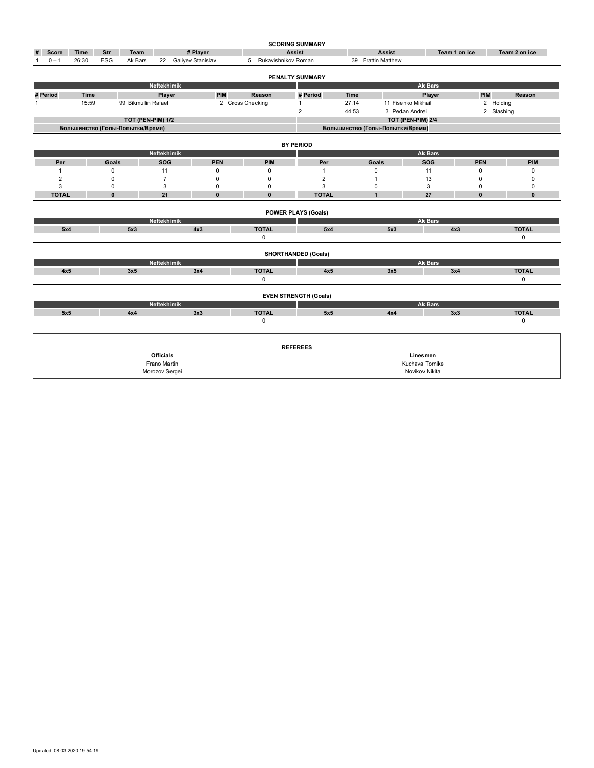## SCORING SUMMARY

| # | Score | Time | Str | Team | # Player | Assist | Assist | Team 1 on ice | Team 2 on ice |
|---|---|---|---|---|---|---|---|---|---|
| 1 | 0 – 1 | 26:30 | ESG | Ak Bars | 22 Galiyev Stanislav | 5 Rukavishnikov Roman | 39 Frattin Matthew | | |

## PENALTY SUMMARY

| Neftekhimik | | | | | Ak Bars | | | | |
|---|---|---|---|---|---|---|---|---|---|
| # Period | Time | Player | PIM | Reason | # Period | Time | Player | PIM | Reason |
| 1 | 15:59 | 99 Bikmullin Rafael | 2 | Cross Checking | 1 | 27:14 | 11 Fisenko Mikhail | 2 | Holding |
| | | | | | 2 | 44:53 | 3 Pedan Andrei | 2 | Slashing |
| TOT (PEN-PIM) 1/2 | | | | | TOT (PEN-PIM) 2/4 | | | | |
| Большинство (Голы-Попытки/Время) | | | | | Большинство (Голы-Попытки/Время) | | | | |

## BY PERIOD

| Neftekhimik | | | | | Ak Bars | | | | |
|---|---|---|---|---|---|---|---|---|---|
| Per | Goals | SOG | PEN | PIM | Per | Goals | SOG | PEN | PIM |
| 1 | 0 | 11 | 0 | 0 | 1 | 0 | 11 | 0 | 0 |
| 2 | 0 | 7 | 0 | 0 | 2 | 1 | 13 | 0 | 0 |
| 3 | 0 | 3 | 0 | 0 | 3 | 0 | 3 | 0 | 0 |
| **TOTAL** | **0** | **21** | **0** | **0** | **TOTAL** | **1** | **27** | **0** | **0** |

## POWER PLAYS (Goals)

| Neftekhimik | | | | Ak Bars | | | |
|---|---|---|---|---|---|---|---|
| 5x4 | 5x3 | 4x3 | TOTAL | 5x4 | 5x3 | 4x3 | TOTAL |
| | | | 0 | | | | 0 |

## SHORTHANDED (Goals)

| Neftekhimik | | | | Ak Bars | | | |
|---|---|---|---|---|---|---|---|
| 4x5 | 3x5 | 3x4 | TOTAL | 4x5 | 3x5 | 3x4 | TOTAL |
| | | | 0 | | | | 0 |

## EVEN STRENGTH (Goals)

| Neftekhimik | | | | Ak Bars | | | |
|---|---|---|---|---|---|---|---|
| 5x5 | 4x4 | 3x3 | TOTAL | 5x5 | 4x4 | 3x3 | TOTAL |
| | | | 0 | | | | 0 |

## REFEREES

| Officials | Linesmen |
|---|---|
| Frano Martin | Kuchava Tornike |
| Morozov Sergei | Novikov Nikita |

Updated: 08.03.2020 19:54:19